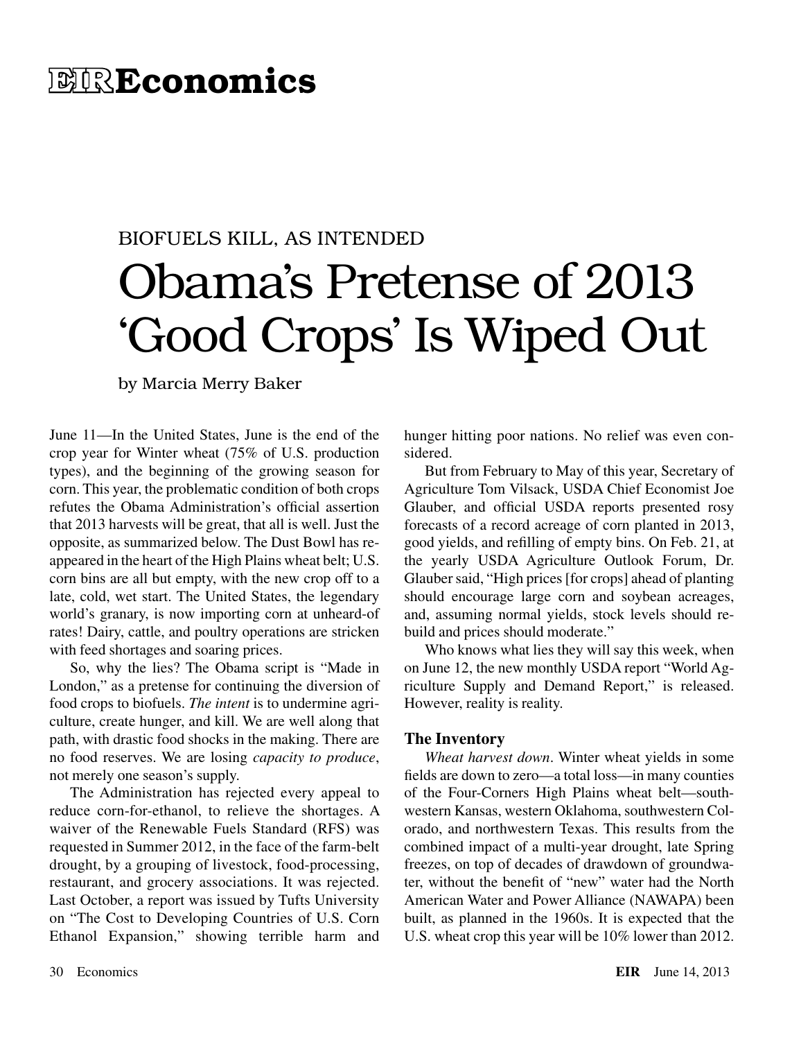# EIR Economics

BIOFUELS KILL, AS INTENDED

## Obama's Pretense of 2013 'Good Crops' Is Wiped Out

by Marcia Merry Baker

June 11—In the United States, June is the end of the crop year for Winter wheat (75% of U.S. production types), and the beginning of the growing season for corn. This year, the problematic condition of both crops refutes the Obama Administration's official assertion that 2013 harvests will be great, that all is well. Just the opposite, as summarized below. The Dust Bowl has reappeared in the heart of the High Plains wheat belt; U.S. corn bins are all but empty, with the new crop off to a late, cold, wet start. The United States, the legendary world's granary, is now importing corn at unheard-of rates! Dairy, cattle, and poultry operations are stricken with feed shortages and soaring prices.

So, why the lies? The Obama script is "Made in London," as a pretense for continuing the diversion of food crops to biofuels. *The intent* is to undermine agriculture, create hunger, and kill. We are well along that path, with drastic food shocks in the making. There are no food reserves. We are losing *capacity to produce*, not merely one season's supply.

The Administration has rejected every appeal to reduce corn-for-ethanol, to relieve the shortages. A waiver of the Renewable Fuels Standard (RFS) was requested in Summer 2012, in the face of the farm-belt drought, by a grouping of livestock, food-processing, restaurant, and grocery associations. It was rejected. Last October, a report was issued by Tufts University on "The Cost to Developing Countries of U.S. Corn Ethanol Expansion," showing terrible harm and hunger hitting poor nations. No relief was even considered.

But from February to May of this year, Secretary of Agriculture Tom Vilsack, USDA Chief Economist Joe Glauber, and official USDA reports presented rosy forecasts of a record acreage of corn planted in 2013, good yields, and refilling of empty bins. On Feb. 21, at the yearly USDA Agriculture Outlook Forum, Dr. Glauber said, "High prices [for crops] ahead of planting should encourage large corn and soybean acreages, and, assuming normal yields, stock levels should rebuild and prices should moderate."

Who knows what lies they will say this week, when on June 12, the new monthly USDA report "World Agriculture Supply and Demand Report," is released. However, reality is reality.

### The Inventory

*Wheat harvest down*. Winter wheat yields in some fields are down to zero—a total loss—in many counties of the Four-Corners High Plains wheat belt—southwestern Kansas, western Oklahoma, southwestern Colorado, and northwestern Texas. This results from the combined impact of a multi-year drought, late Spring freezes, on top of decades of drawdown of groundwater, without the benefit of "new" water had the North American Water and Power Alliance (NAWAPA) been built, as planned in the 1960s. It is expected that the U.S. wheat crop this year will be 10% lower than 2012.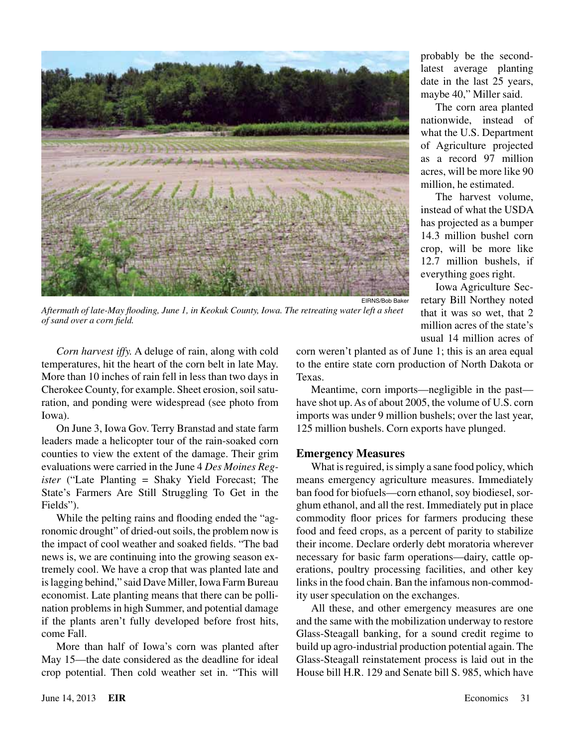probably be the second-latest average planting date in the last 25 years, maybe 40," Miller said.

The corn area planted nationwide, instead of what the U.S. Department of Agriculture projected as a record 97 million acres, will be more like 90 million, he estimated.

The harvest volume, instead of what the USDA has projected as a bumper 14.3 million bushel corn crop, will be more like 12.7 million bushels, if everything goes right.

Iowa Agriculture Secretary Bill Northey noted that it was so wet, that 2 million acres of the state's usual 14 million acres of corn weren't planted as of June 1; this is an area equal to the entire state corn production of North Dakota or Texas.

Meantime, corn imports—negligible in the past—have shot up. As of about 2005, the volume of U.S. corn imports was under 9 million bushels; over the last year, 125 million bushels. Corn exports have plunged.

EIRNS/Bob Baker

*Aftermath of late-May flooding, June 1, in Keokuk County, Iowa. The retreating water left a sheet of sand over a corn field.*

*Corn harvest iffy.* A deluge of rain, along with cold temperatures, hit the heart of the corn belt in late May. More than 10 inches of rain fell in less than two days in Cherokee County, for example. Sheet erosion, soil saturation, and ponding were widespread (see photo from Iowa).

On June 3, Iowa Gov. Terry Branstad and state farm leaders made a helicopter tour of the rain-soaked corn counties to view the extent of the damage. Their grim evaluations were carried in the June 4 *Des Moines Register* ("Late Planting = Shaky Yield Forecast; The State's Farmers Are Still Struggling To Get in the Fields").

While the pelting rains and flooding ended the "agronomic drought" of dried-out soils, the problem now is the impact of cool weather and soaked fields. "The bad news is, we are continuing into the growing season extremely cool. We have a crop that was planted late and is lagging behind," said Dave Miller, Iowa Farm Bureau economist. Late planting means that there can be pollination problems in high Summer, and potential damage if the plants aren't fully developed before frost hits, come Fall.

More than half of Iowa's corn was planted after May 15—the date considered as the deadline for ideal crop potential. Then cold weather set in. "This will

## Emergency Measures

What is reguired, is simply a sane food policy, which means emergency agriculture measures. Immediately ban food for biofuels—corn ethanol, soy biodiesel, sorghum ethanol, and all the rest. Immediately put in place commodity floor prices for farmers producing these food and feed crops, as a percent of parity to stabilize their income. Declare orderly debt moratoria wherever necessary for basic farm operations—dairy, cattle operations, poultry processing facilities, and other key links in the food chain. Ban the infamous non-commodity user speculation on the exchanges.

All these, and other emergency measures are one and the same with the mobilization underway to restore Glass-Steagall banking, for a sound credit regime to build up agro-industrial production potential again. The Glass-Steagall reinstatement process is laid out in the House bill H.R. 129 and Senate bill S. 985, which have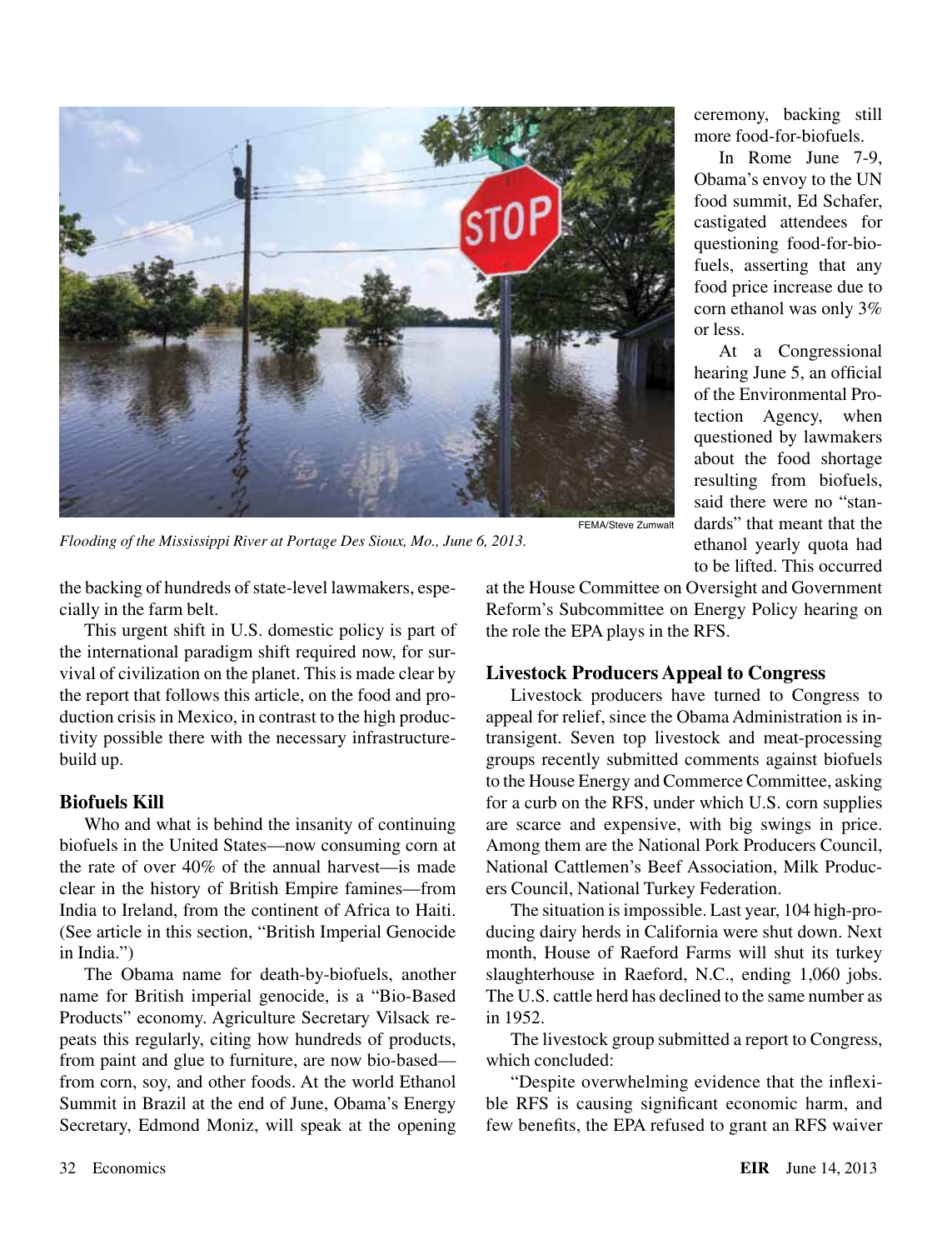*Flooding of the Mississippi River at Portage Des Sioux, Mo., June 6, 2013.*

FEMA/Steve Zumwalt

the backing of hundreds of state-level lawmakers, especially in the farm belt.

This urgent shift in U.S. domestic policy is part of the international paradigm shift required now, for survival of civilization on the planet. This is made clear by the report that follows this article, on the food and production crisis in Mexico, in contrast to the high productivity possible there with the necessary infrastructure-build up.

### Biofuels Kill

Who and what is behind the insanity of continuing biofuels in the United States—now consuming corn at the rate of over 40% of the annual harvest—is made clear in the history of British Empire famines—from India to Ireland, from the continent of Africa to Haiti. (See article in this section, "British Imperial Genocide in India.")

The Obama name for death-by-biofuels, another name for British imperial genocide, is a "Bio-Based Products" economy. Agriculture Secretary Vilsack repeats this regularly, citing how hundreds of products, from paint and glue to furniture, are now bio-based—from corn, soy, and other foods. At the world Ethanol Summit in Brazil at the end of June, Obama's Energy Secretary, Edmond Moniz, will speak at the opening ceremony, backing still more food-for-biofuels.

In Rome June 7-9, Obama's envoy to the UN food summit, Ed Schafer, castigated attendees for questioning food-for-biofuels, asserting that any food price increase due to corn ethanol was only 3% or less.

At a Congressional hearing June 5, an official of the Environmental Protection Agency, when questioned by lawmakers about the food shortage resulting from biofuels, said there were no "standards" that meant that the ethanol yearly quota had to be lifted. This occurred at the House Committee on Oversight and Government Reform's Subcommittee on Energy Policy hearing on the role the EPA plays in the RFS.

### Livestock Producers Appeal to Congress

Livestock producers have turned to Congress to appeal for relief, since the Obama Administration is intransigent. Seven top livestock and meat-processing groups recently submitted comments against biofuels to the House Energy and Commerce Committee, asking for a curb on the RFS, under which U.S. corn supplies are scarce and expensive, with big swings in price. Among them are the National Pork Producers Council, National Cattlemen's Beef Association, Milk Producers Council, National Turkey Federation.

The situation is impossible. Last year, 104 high-producing dairy herds in California were shut down. Next month, House of Raeford Farms will shut its turkey slaughterhouse in Raeford, N.C., ending 1,060 jobs. The U.S. cattle herd has declined to the same number as in 1952.

The livestock group submitted a report to Congress, which concluded:

"Despite overwhelming evidence that the inflexible RFS is causing significant economic harm, and few benefits, the EPA refused to grant an RFS waiver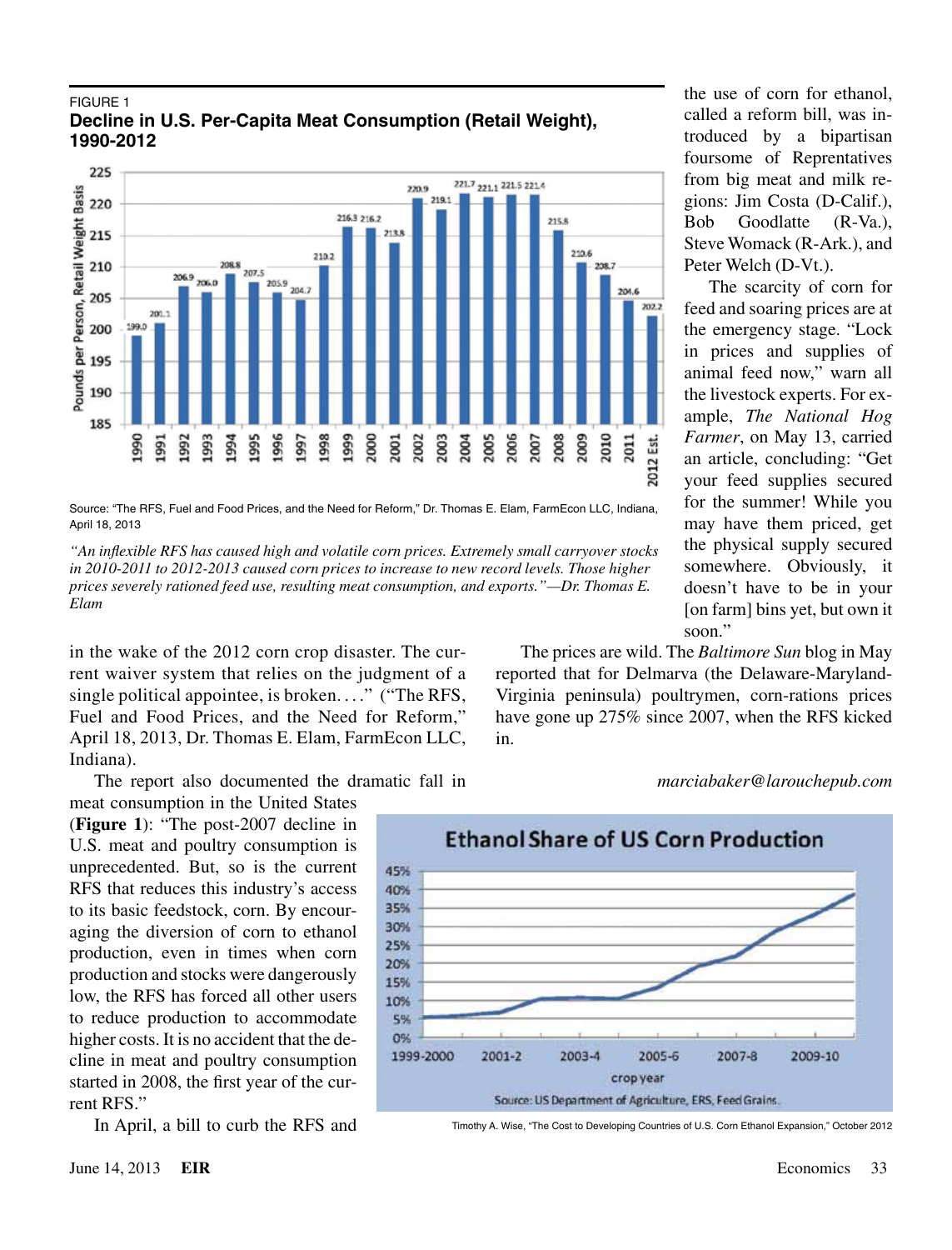FIGURE 1

**Decline in U.S. Per-Capita Meat Consumption (Retail Weight), 1990-2012**

225
220
215
210
205
200
195
190
185

Pounds per Person, Retail Weight Basis

199.0
201.1
206.9
206.0
208.8
207.5
205.9
204.7
210.2
216.3
216.2
213.8
220.9
219.1
221.7
221.1
221.5
221.4
215.8
210.6
208.7
204.6
202.2

1990 1991 1992 1993 1994 1995 1996 1997 1998 1999 2000 2001 2002 2003 2004 2005 2006 2007 2008 2009 2010 2011 2012 Est.

Source: "The RFS, Fuel and Food Prices, and the Need for Reform," Dr. Thomas E. Elam, FarmEcon LLC, Indiana, April 18, 2013

*"An inflexible RFS has caused high and volatile corn prices. Extremely small carryover stocks in 2010-2011 to 2012-2013 caused corn prices to increase to new record levels. Those higher prices severely rationed feed use, resulting meat consumption, and exports."—Dr. Thomas E. Elam*

in the wake of the 2012 corn crop disaster. The current waiver system that relies on the judgment of a single political appointee, is broken. . . ." ("The RFS, Fuel and Food Prices, and the Need for Reform," April 18, 2013, Dr. Thomas E. Elam, FarmEcon LLC, Indiana).

The report also documented the dramatic fall in meat consumption in the United States (**Figure 1**): "The post-2007 decline in U.S. meat and poultry consumption is unprecedented. But, so is the current RFS that reduces this industry's access to its basic feedstock, corn. By encouraging the diversion of corn to ethanol production, even in times when corn production and stocks were dangerously low, the RFS has forced all other users to reduce production to accommodate higher costs. It is no accident that the decline in meat and poultry consumption started in 2008, the first year of the current RFS."

In April, a bill to curb the RFS and the use of corn for ethanol, called a reform bill, was introduced by a bipartisan foursome of Reprentatives from big meat and milk regions: Jim Costa (D-Calif.), Bob Goodlatte (R-Va.), Steve Womack (R-Ark.), and Peter Welch (D-Vt.).

The scarcity of corn for feed and soaring prices are at the emergency stage. "Lock in prices and supplies of animal feed now," warn all the livestock experts. For example, *The National Hog Farmer*, on May 13, carried an article, concluding: "Get your feed supplies secured for the summer! While you may have them priced, get the physical supply secured somewhere. Obviously, it doesn't have to be in your [on farm] bins yet, but own it soon."

The prices are wild. The *Baltimore Sun* blog in May reported that for Delmarva (the Delaware-Maryland-Virginia peninsula) poultrymen, corn-rations prices have gone up 275% since 2007, when the RFS kicked in.

*marciabaker@larouchepub.com*

**Ethanol Share of US Corn Production**

45%
40%
35%
30%
25%
20%
15%
10%
5%
0%

1999-2000 2001-2 2003-4 2005-6 2007-8 2009-10

crop year

Source: US Department of Agriculture, ERS, Feed Grains.

Timothy A. Wise, "The Cost to Developing Countries of U.S. Corn Ethanol Expansion," October 2012